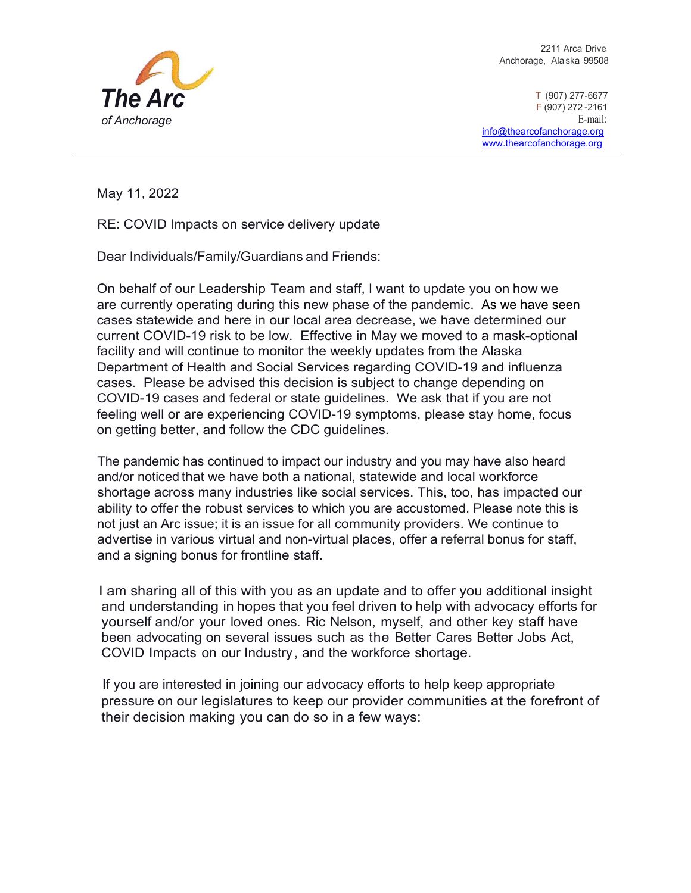**The Arc**

*of Anchorage*

2211 Arca Drive
Anchorage, Alaska 99508

T (907) 277-6677
F (907) 272-2161
E-mail:
info@thearcofanchorage.org
www.thearcofanchorage.org

---

May 11, 2022

RE: COVID Impacts on service delivery update

Dear Individuals/Family/Guardians and Friends:

On behalf of our Leadership Team and staff, I want to update you on how we are currently operating during this new phase of the pandemic. As we have seen cases statewide and here in our local area decrease, we have determined our current COVID-19 risk to be low. Effective in May we moved to a mask-optional facility and will continue to monitor the weekly updates from the Alaska Department of Health and Social Services regarding COVID-19 and influenza cases. Please be advised this decision is subject to change depending on COVID-19 cases and federal or state guidelines. We ask that if you are not feeling well or are experiencing COVID-19 symptoms, please stay home, focus on getting better, and follow the CDC guidelines.

The pandemic has continued to impact our industry and you may have also heard and/or noticed that we have both a national, statewide and local workforce shortage across many industries like social services. This, too, has impacted our ability to offer the robust services to which you are accustomed. Please note this is not just an Arc issue; it is an issue for all community providers. We continue to advertise in various virtual and non-virtual places, offer a referral bonus for staff, and a signing bonus for frontline staff.

I am sharing all of this with you as an update and to offer you additional insight and understanding in hopes that you feel driven to help with advocacy efforts for yourself and/or your loved ones. Ric Nelson, myself, and other key staff have been advocating on several issues such as the Better Cares Better Jobs Act, COVID Impacts on our Industry, and the workforce shortage.

If you are interested in joining our advocacy efforts to help keep appropriate pressure on our legislatures to keep our provider communities at the forefront of their decision making you can do so in a few ways: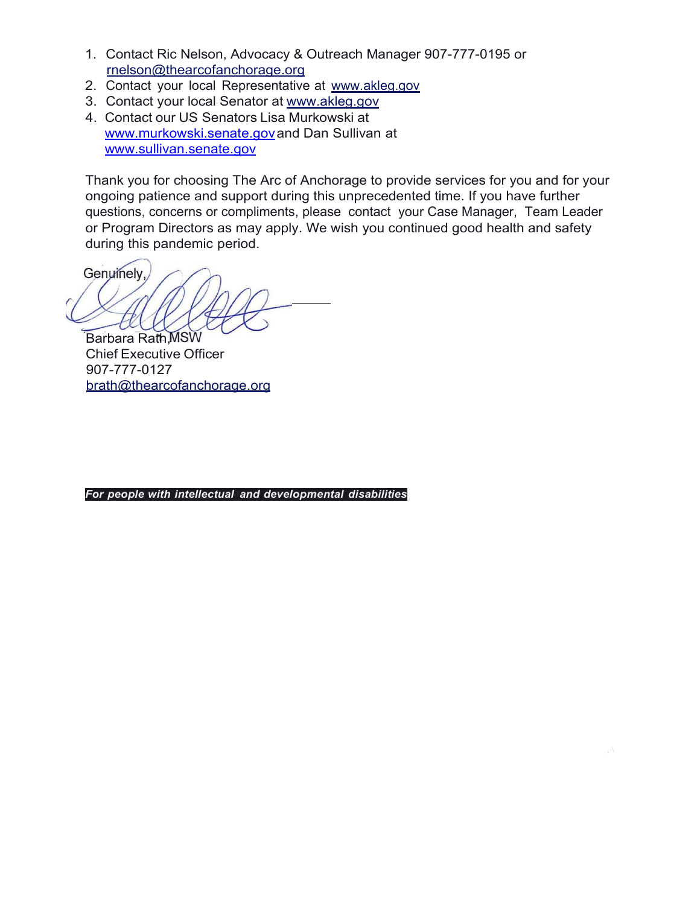1. Contact Ric Nelson, Advocacy & Outreach Manager 907-777-0195 or rnelson@thearcofanchorage.org
2. Contact your local Representative at www.akleg.gov
3. Contact your local Senator at www.akleg.gov
4. Contact our US Senators Lisa Murkowski at www.murkowski.senate.gov and Dan Sullivan at www.sullivan.senate.gov

Thank you for choosing The Arc of Anchorage to provide services for you and for your ongoing patience and support during this unprecedented time. If you have further questions, concerns or compliments, please contact your Case Manager, Team Leader or Program Directors as may apply. We wish you continued good health and safety during this pandemic period.

Genuinely,

Barbara Rath, MSW
Chief Executive Officer
907-777-0127
brath@thearcofanchorage.org

***For people with intellectual and developmental disabilities***